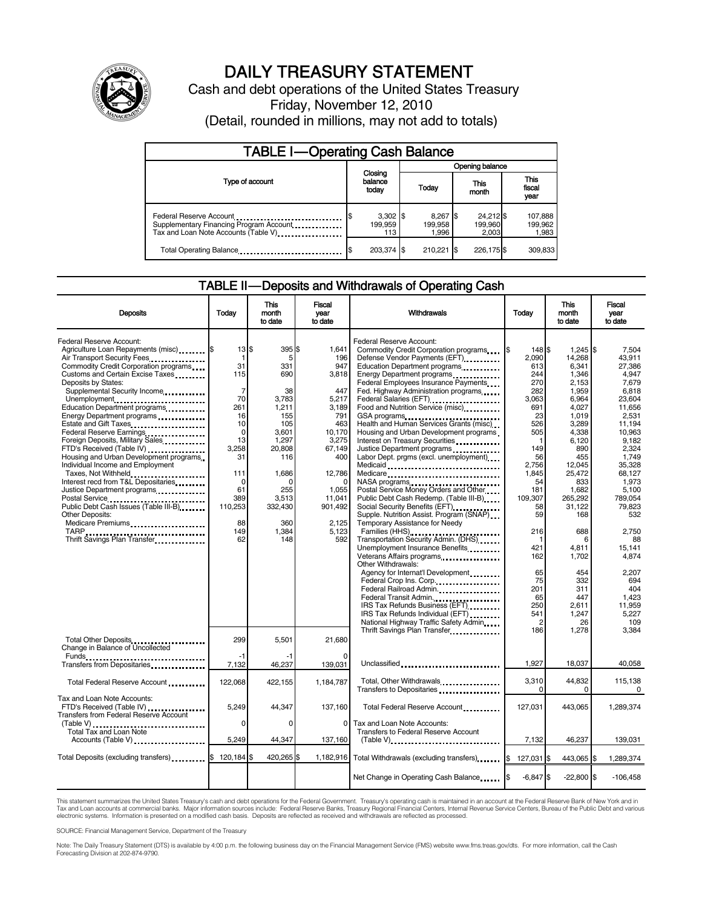# DAILY TREASURY STATEMENT

Cash and debt operations of the United States Treasury

Friday, November 12, 2010

(Detail, rounded in millions, may not add to totals)

## TABLE I—Operating Cash Balance

| Type of account | Closing balance today | Opening balance Today | Opening balance This month | Opening balance This fiscal year |
|---|---|---|---|---|
| Federal Reserve Account | $ 3,302 | $ 8,267 | $ 24,212 | $ 107,888 |
| Supplementary Financing Program Account | 199,959 | 199,958 | 199,960 | 199,962 |
| Tax and Loan Note Accounts (Table V) | 113 | 1,996 | 2,003 | 1,983 |
| Total Operating Balance | $ 203,374 | $ 210,221 | $ 226,175 | $ 309,833 |

## TABLE II—Deposits and Withdrawals of Operating Cash

| Deposits | Today | This month to date | Fiscal year to date |
|---|---|---|---|
| Federal Reserve Account: | | | |
| Agriculture Loan Repayments (misc) | $ 13 | $ 395 | $ 1,641 |
| Air Transport Security Fees | 1 | 5 | 196 |
| Commodity Credit Corporation programs | 31 | 331 | 947 |
| Customs and Certain Excise Taxes | 115 | 690 | 3,818 |
| Deposits by States: | | | |
| Supplemental Security Income | 7 | 38 | 447 |
| Unemployment | 70 | 3,783 | 5,217 |
| Education Department programs | 261 | 1,211 | 3,189 |
| Energy Department programs | 16 | 155 | 791 |
| Estate and Gift Taxes | 10 | 105 | 463 |
| Federal Reserve Earnings | 0 | 3,601 | 10,170 |
| Foreign Deposits, Military Sales | 13 | 1,297 | 3,275 |
| FTD's Received (Table IV) | 3,258 | 20,808 | 67,149 |
| Housing and Urban Development programs | 31 | 116 | 400 |
| Individual Income and Employment Taxes, Not Withheld | 111 | 1,686 | 12,786 |
| Interest recd from T&L Depositaries | 0 | 0 | 0 |
| Justice Department programs | 61 | 255 | 1,055 |
| Postal Service | 389 | 3,513 | 11,041 |
| Public Debt Cash Issues (Table III-B) | 110,253 | 332,430 | 901,492 |
| Other Deposits: | | | |
| Medicare Premiums | 88 | 360 | 2,125 |
| TARP | 149 | 1,384 | 5,123 |
| Thrift Savings Plan Transfer | 62 | 148 | 592 |
| Total Other Deposits | 299 | 5,501 | 21,680 |
| Change in Balance of Uncollected Funds | -1 | -1 | 0 |
| Transfers from Depositaries | 7,132 | 46,237 | 139,031 |
| Total Federal Reserve Account | 122,068 | 422,155 | 1,184,787 |
| Tax and Loan Note Accounts: | | | |
| FTD's Received (Table IV) | 5,249 | 44,347 | 137,160 |
| Transfers from Federal Reserve Account (Table V) | 0 | 0 | 0 |
| Total Tax and Loan Note Accounts (Table V) | 5,249 | 44,347 | 137,160 |
| Total Deposits (excluding transfers) | $ 120,184 | $ 420,265 | $ 1,182,916 |

| Withdrawals | Today | This month to date | Fiscal year to date |
|---|---|---|---|
| Federal Reserve Account: | | | |
| Commodity Credit Corporation programs | $ 148 | $ 1,245 | $ 7,504 |
| Defense Vendor Payments (EFT) | 2,090 | 14,268 | 43,911 |
| Education Department programs | 613 | 6,341 | 27,386 |
| Energy Department programs | 244 | 1,346 | 4,947 |
| Federal Employees Insurance Payments | 270 | 2,153 | 7,679 |
| Fed. Highway Administration programs | 282 | 1,959 | 6,818 |
| Federal Salaries (EFT) | 3,063 | 6,964 | 23,604 |
| Food and Nutrition Service (misc) | 691 | 4,027 | 11,656 |
| GSA programs | 23 | 1,019 | 2,531 |
| Health and Human Services Grants (misc) | 526 | 3,289 | 11,194 |
| Housing and Urban Development programs | 505 | 4,338 | 10,963 |
| Interest on Treasury Securities | 1 | 6,120 | 9,182 |
| Justice Department programs | 149 | 890 | 2,324 |
| Labor Dept. prgms (excl. unemployment) | 56 | 455 | 1,749 |
| Medicaid | 2,756 | 12,045 | 35,328 |
| Medicare | 1,845 | 25,472 | 68,127 |
| NASA programs | 54 | 833 | 1,973 |
| Postal Service Money Orders and Other | 181 | 1,682 | 5,100 |
| Public Debt Cash Redemp. (Table III-B) | 109,307 | 265,292 | 789,054 |
| Social Security Benefits (EFT) | 58 | 31,122 | 79,823 |
| Supple. Nutrition Assist. Program (SNAP) | 59 | 168 | 532 |
| Temporary Assistance for Needy Families (HHS) | 216 | 688 | 2,750 |
| Transportation Security Admin. (DHS) | 1 | 6 | 88 |
| Unemployment Insurance Benefits | 421 | 4,811 | 15,141 |
| Veterans Affairs programs | 162 | 1,702 | 4,874 |
| Other Withdrawals: | | | |
| Agency for Internat'l Development | 65 | 454 | 2,207 |
| Federal Crop Ins. Corp. | 75 | 332 | 694 |
| Federal Railroad Admin. | 201 | 311 | 404 |
| Federal Transit Admin. | 65 | 447 | 1,423 |
| IRS Tax Refunds Business (EFT) | 250 | 2,611 | 11,959 |
| IRS Tax Refunds Individual (EFT) | 541 | 1,247 | 5,227 |
| National Highway Traffic Safety Admin | 2 | 26 | 109 |
| Thrift Savings Plan Transfer | 186 | 1,278 | 3,384 |
| Unclassified | 1,927 | 18,037 | 40,058 |
| Total, Other Withdrawals | 3,310 | 44,832 | 115,138 |
| Transfers to Depositaries | 0 | 0 | 0 |
| Total Federal Reserve Account | 127,031 | 443,065 | 1,289,374 |
| Tax and Loan Note Accounts: | | | |
| Transfers to Federal Reserve Account (Table V) | 7,132 | 46,237 | 139,031 |
| Total Withdrawals (excluding transfers) | $ 127,031 | $ 443,065 | $ 1,289,374 |
| Net Change in Operating Cash Balance | $ -6,847 | $ -22,800 | $ -106,458 |

This statement summarizes the United States Treasury's cash and debt operations for the Federal Government. Treasury's operating cash is maintained in an account at the Federal Reserve Bank of New York and in Tax and Loan accounts at commercial banks. Major information sources include: Federal Reserve Banks, Treasury Regional Financial Centers, Internal Revenue Service Centers, Bureau of the Public Debt and various electronic systems. Information is presented on a modified cash basis. Deposits are reflected as received and withdrawals are reflected as processed.

SOURCE: Financial Management Service, Department of the Treasury

Note: The Daily Treasury Statement (DTS) is available by 4:00 p.m. the following business day on the Financial Management Service (FMS) website www.fms.treas.gov/dts. For more information, call the Cash Forecasting Division at 202-874-9790.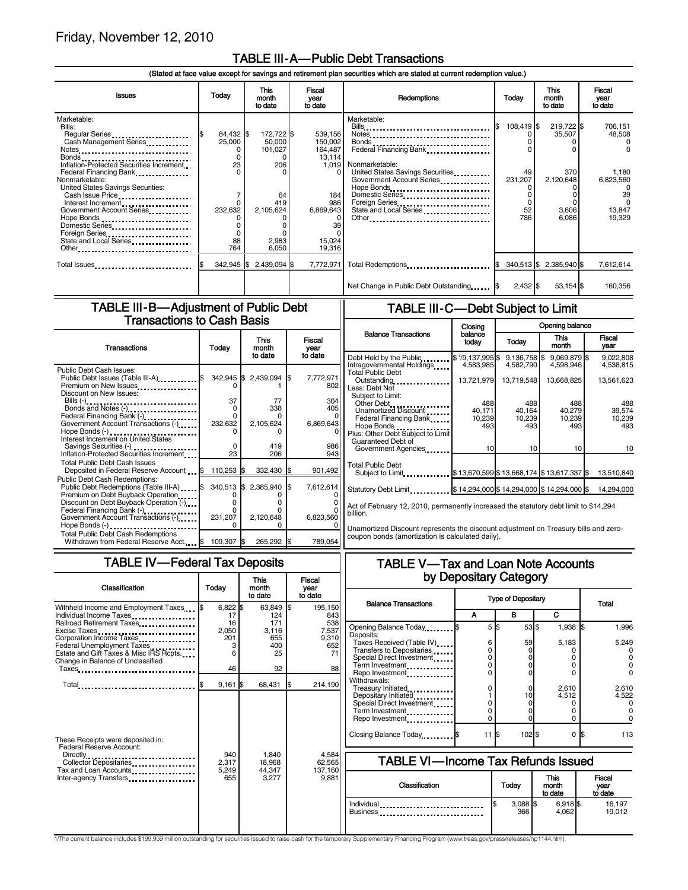Friday, November 12, 2010

## TABLE III-A—Public Debt Transactions

(Stated at face value except for savings and retirement plan securities which are stated at current redemption value.)

| Issues | Today | This month to date | Fiscal year to date |
|---|---|---|---|
| Marketable: | | | |
| Bills: | | | |
| Regular Series | $ 84,432 | $ 172,722 | $ 539,156 |
| Cash Management Series | 25,000 | 50,000 | 150,002 |
| Notes | 0 | 101,027 | 164,487 |
| Bonds | 0 | 0 | 13,114 |
| Inflation-Protected Securities Increment | 23 | 206 | 1,019 |
| Federal Financing Bank | 0 | 0 | 0 |
| Nonmarketable: | | | |
| United States Savings Securities: | | | |
| Cash Issue Price | 7 | 64 | 184 |
| Interest Increment | 0 | 419 | 986 |
| Government Account Series | 232,632 | 2,105,624 | 6,869,643 |
| Hope Bonds | 0 | 0 | 0 |
| Domestic Series | 0 | 0 | 39 |
| Foreign Series | 0 | 0 | 0 |
| State and Local Series | 88 | 2,983 | 15,024 |
| Other | 764 | 6,050 | 19,316 |
| Total Issues | $ 342,945 | $ 2,439,094 | $ 7,772,971 |

| Redemptions | Today | This month to date | Fiscal year to date |
|---|---|---|---|
| Marketable: | | | |
| Bills | $ 108,419 | $ 219,722 | $ 706,151 |
| Notes | 0 | 35,507 | 48,508 |
| Bonds | 0 | 0 | 0 |
| Federal Financing Bank | 0 | 0 | 0 |
| Nonmarketable: | | | |
| United States Savings Securities | 49 | 370 | 1,180 |
| Government Account Series | 231,207 | 2,120,648 | 6,823,560 |
| Hope Bonds | 0 | 0 | 0 |
| Domestic Series | 0 | 0 | 39 |
| Foreign Series | 0 | 0 | 0 |
| State and Local Series | 52 | 3,606 | 13,847 |
| Other | 786 | 6,086 | 19,329 |
| Total Redemptions | $ 340,513 | $ 2,385,940 | $ 7,612,614 |
| Net Change in Public Debt Outstanding | $ 2,432 | $ 53,154 | $ 160,356 |

## TABLE III-B—Adjustment of Public Debt Transactions to Cash Basis

| Transactions | Today | This month to date | Fiscal year to date |
|---|---|---|---|
| Public Debt Cash Issues: | | | |
| Public Debt Issues (Table III-A) | $ 342,945 | $ 2,439,094 | $ 7,772,971 |
| Premium on New Issues | 0 | 1 | 802 |
| Discount on New Issues: | | | |
| Bills (-) | 37 | 77 | 304 |
| Bonds and Notes (-) | 0 | 338 | 405 |
| Federal Financing Bank (-) | 0 | 0 | 0 |
| Government Account Transactions (-) | 232,632 | 2,105,624 | 6,869,643 |
| Hope Bonds (-) | 0 | 0 | 0 |
| Interest Increment on United States Savings Securities (-) | 0 | 419 | 986 |
| Inflation-Protected Securities Increment | 23 | 206 | 943 |
| Total Public Debt Cash Issues Deposited in Federal Reserve Account | $ 110,253 | $ 332,430 | $ 901,492 |
| Public Debt Cash Redemptions: | | | |
| Public Debt Redemptions (Table III-A) | $ 340,513 | $ 2,385,940 | $ 7,612,614 |
| Premium on Debt Buyback Operation | 0 | 0 | 0 |
| Discount on Debt Buyback Operation (-) | 0 | 0 | 0 |
| Federal Financing Bank (-) | 0 | 0 | 0 |
| Government Account Transactions (-) | 231,207 | 2,120,648 | 6,823,560 |
| Hope Bonds (-) | 0 | 0 | 0 |
| Total Public Debt Cash Redemptions Withdrawn from Federal Reserve Acct. | $ 109,307 | $ 265,292 | $ 789,054 |

## TABLE III-C—Debt Subject to Limit

| Balance Transactions | Closing balance today | Opening balance Today | Opening balance This month | Opening balance Fiscal year |
|---|---|---|---|---|
| Debt Held by the Public | $ [1]9,137,995 | $ 9,136,758 | $ 9,069,879 | $ 9,022,808 |
| Intragovernmental Holdings | 4,583,985 | 4,582,790 | 4,598,946 | 4,538,815 |
| Total Public Debt Outstanding | 13,721,979 | 13,719,548 | 13,668,825 | 13,561,623 |
| Less: Debt Not Subject to Limit: | | | | |
| Other Debt | 488 | 488 | 488 | 488 |
| Unamortized Discount | 40,171 | 40,164 | 40,279 | 39,574 |
| Federal Financing Bank | 10,239 | 10,239 | 10,239 | 10,239 |
| Hope Bonds | 493 | 493 | 493 | 493 |
| Plus: Other Debt Subject to Limit | | | | |
| Guaranteed Debt of Government Agencies | 10 | 10 | 10 | 10 |
| Total Public Debt Subject to Limit | $ 13,670,599 | $ 13,668,174 | $ 13,617,337 | $ 13,510,840 |
| Statutory Debt Limit | $ 14,294,000 | $ 14,294,000 | $ 14,294,000 | $ 14,294,000 |

Act of February 12, 2010, permanently increased the statutory debt limit to $14,294 billion.

Unamortized Discount represents the discount adjustment on Treasury bills and zero-coupon bonds (amortization is calculated daily).

## TABLE IV—Federal Tax Deposits

| Classification | Today | This month to date | Fiscal year to date |
|---|---|---|---|
| Withheld Income and Employment Taxes | $ 6,822 | $ 63,849 | $ 195,150 |
| Individual Income Taxes | 17 | 124 | 843 |
| Railroad Retirement Taxes | 16 | 171 | 538 |
| Excise Taxes | 2,050 | 3,116 | 7,537 |
| Corporation Income Taxes | 201 | 655 | 9,310 |
| Federal Unemployment Taxes | 3 | 400 | 652 |
| Estate and Gift Taxes & Misc IRS Rcpts. | 6 | 25 | 71 |
| Change in Balance of Unclassified Taxes | 46 | 92 | 88 |
| Total | $ 9,161 | $ 68,431 | $ 214,190 |
| These Receipts were deposited in: | | | |
| Federal Reserve Account: | | | |
| Directly | 940 | 1,840 | 4,584 |
| Collector Depositaries | 2,317 | 18,968 | 62,565 |
| Tax and Loan Accounts | 5,249 | 44,347 | 137,160 |
| Inter-agency Transfers | 655 | 3,277 | 9,881 |

## TABLE V—Tax and Loan Note Accounts by Depositary Category

| Balance Transactions | Type of Depositary A | B | C | Total |
|---|---|---|---|---|
| Opening Balance Today | $ 5 | $ 53 | $ 1,938 | $ 1,996 |
| Deposits: | | | | |
| Taxes Received (Table IV) | 6 | 59 | 5,183 | 5,249 |
| Transfers to Depositaries | 0 | 0 | 0 | 0 |
| Special Direct Investment | 0 | 0 | 0 | 0 |
| Term Investment | 0 | 0 | 0 | 0 |
| Repo Investment | 0 | 0 | 0 | 0 |
| Withdrawals: | | | | |
| Treasury Initiated | 0 | 0 | 2,610 | 2,610 |
| Depositary Initiated | 1 | 10 | 4,512 | 4,522 |
| Special Direct Investment | 0 | 0 | 0 | 0 |
| Term Investment | 0 | 0 | 0 | 0 |
| Repo Investment | 0 | 0 | 0 | 0 |
| Closing Balance Today | $ 11 | $ 102 | $ 0 | $ 113 |

## TABLE VI—Income Tax Refunds Issued

| Classification | Today | This month to date | Fiscal year to date |
|---|---|---|---|
| Individual | $ 3,088 | $ 6,918 | $ 16,197 |
| Business | 366 | 4,062 | 19,012 |

1/The current balance includes $199,959 million outstanding for securities issued to raise cash for the temporary Supplementary Financing Program (www.treas.gov/press/releases/hp1144.htm).